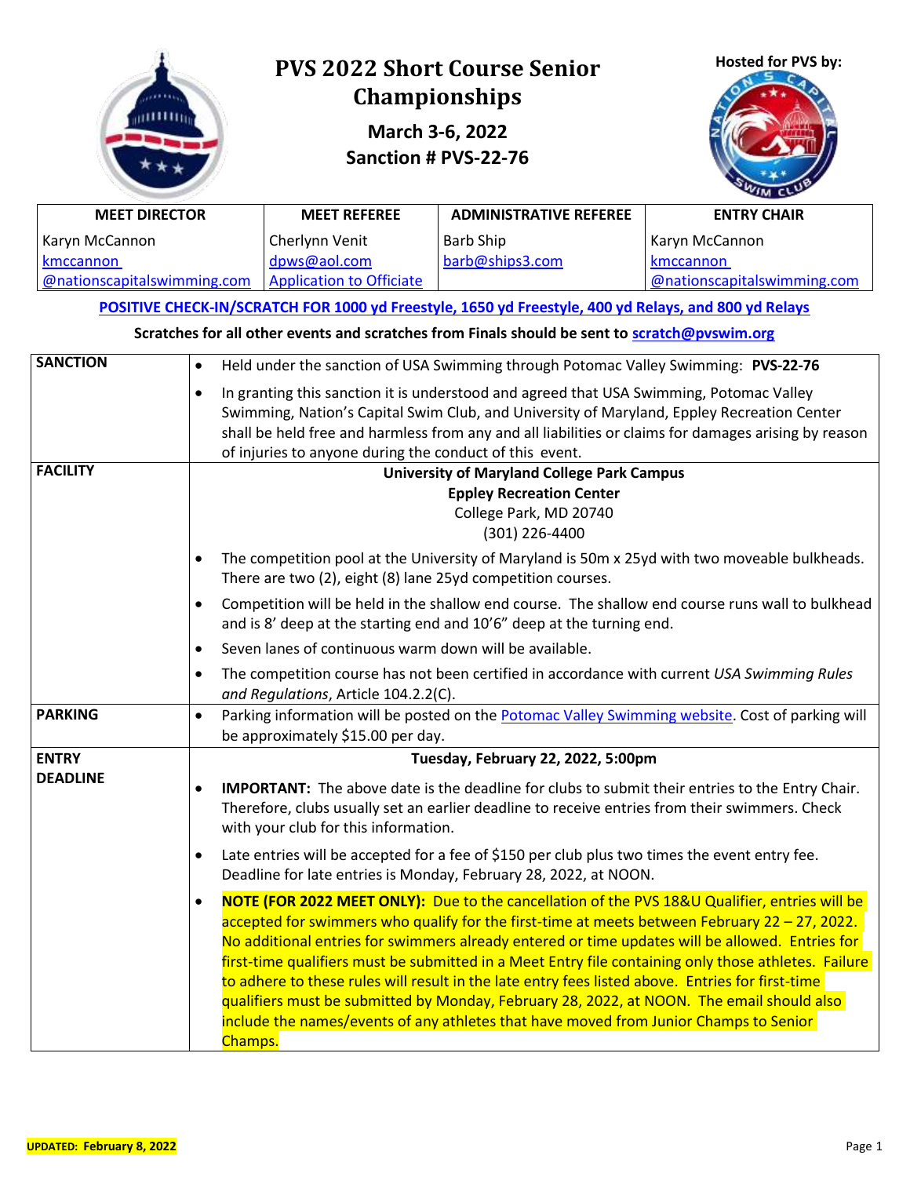# PVS 2022 Short Course Senior Championships

**March 3-6, 2022**

**Sanction # PVS-22-76**

**Hosted for PVS by:**

| MEET DIRECTOR | MEET REFEREE | ADMINISTRATIVE REFEREE | ENTRY CHAIR |
|---|---|---|---|
| Karyn McCannon<br>kmccannon@nationscapitalswimming.com | Cherlynn Venit<br>dpws@aol.com<br>Application to Officiate | Barb Ship<br>barb@ships3.com | Karyn McCannon<br>kmccannon@nationscapitalswimming.com |

**POSITIVE CHECK-IN/SCRATCH FOR 1000 yd Freestyle, 1650 yd Freestyle, 400 yd Relays, and 800 yd Relays**

**Scratches for all other events and scratches from Finals should be sent to scratch@pvswim.org**

| | |
|---|---|
| **SANCTION** | • Held under the sanction of USA Swimming through Potomac Valley Swimming: **PVS-22-76**<br>• In granting this sanction it is understood and agreed that USA Swimming, Potomac Valley Swimming, Nation's Capital Swim Club, and University of Maryland, Eppley Recreation Center shall be held free and harmless from any and all liabilities or claims for damages arising by reason of injuries to anyone during the conduct of this event. |
| **FACILITY** | **University of Maryland College Park Campus**<br>**Eppley Recreation Center**<br>College Park, MD 20740<br>(301) 226-4400<br>• The competition pool at the University of Maryland is 50m x 25yd with two moveable bulkheads. There are two (2), eight (8) lane 25yd competition courses.<br>• Competition will be held in the shallow end course. The shallow end course runs wall to bulkhead and is 8' deep at the starting end and 10'6" deep at the turning end.<br>• Seven lanes of continuous warm down will be available.<br>• The competition course has not been certified in accordance with current *USA Swimming Rules and Regulations*, Article 104.2.2(C). |
| **PARKING** | • Parking information will be posted on the Potomac Valley Swimming website. Cost of parking will be approximately $15.00 per day. |
| **ENTRY DEADLINE** | **Tuesday, February 22, 2022, 5:00pm**<br>• **IMPORTANT:** The above date is the deadline for clubs to submit their entries to the Entry Chair. Therefore, clubs usually set an earlier deadline to receive entries from their swimmers. Check with your club for this information.<br>• Late entries will be accepted for a fee of $150 per club plus two times the event entry fee. Deadline for late entries is Monday, February 28, 2022, at NOON.<br>• **NOTE (FOR 2022 MEET ONLY):** Due to the cancellation of the PVS 18&U Qualifier, entries will be accepted for swimmers who qualify for the first-time at meets between February 22 – 27, 2022. No additional entries for swimmers already entered or time updates will be allowed. Entries for first-time qualifiers must be submitted in a Meet Entry file containing only those athletes. Failure to adhere to these rules will result in the late entry fees listed above. Entries for first-time qualifiers must be submitted by Monday, February 28, 2022, at NOON. The email should also include the names/events of any athletes that have moved from Junior Champs to Senior Champs. |

**UPDATED: February 8, 2022**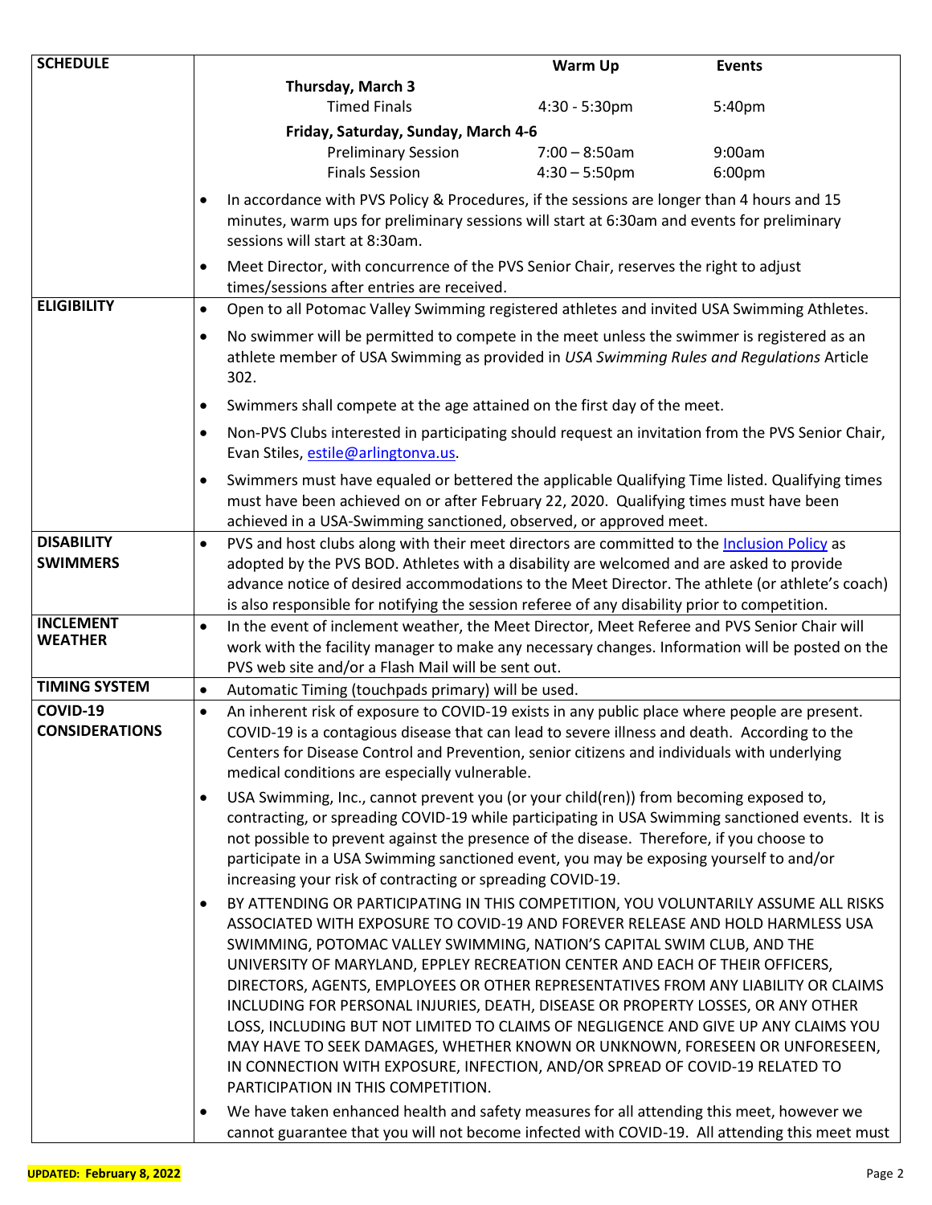| SCHEDULE | | | |
|---|---|---|---|
| | | **Warm Up** | **Events** |
| | **Thursday, March 3** | | |
| | Timed Finals | 4:30 - 5:30pm | 5:40pm |
| | **Friday, Saturday, Sunday, March 4-6** | | |
| | Preliminary Session | 7:00 – 8:50am | 9:00am |
| | Finals Session | 4:30 – 5:50pm | 6:00pm |

- In accordance with PVS Policy & Procedures, if the sessions are longer than 4 hours and 15 minutes, warm ups for preliminary sessions will start at 6:30am and events for preliminary sessions will start at 8:30am.
- Meet Director, with concurrence of the PVS Senior Chair, reserves the right to adjust times/sessions after entries are received.

**ELIGIBILITY**

- Open to all Potomac Valley Swimming registered athletes and invited USA Swimming Athletes.
- No swimmer will be permitted to compete in the meet unless the swimmer is registered as an athlete member of USA Swimming as provided in *USA Swimming Rules and Regulations* Article 302.
- Swimmers shall compete at the age attained on the first day of the meet.
- Non-PVS Clubs interested in participating should request an invitation from the PVS Senior Chair, Evan Stiles, estile@arlingtonva.us.
- Swimmers must have equaled or bettered the applicable Qualifying Time listed. Qualifying times must have been achieved on or after February 22, 2020. Qualifying times must have been achieved in a USA-Swimming sanctioned, observed, or approved meet.

**DISABILITY SWIMMERS**

- PVS and host clubs along with their meet directors are committed to the Inclusion Policy as adopted by the PVS BOD. Athletes with a disability are welcomed and are asked to provide advance notice of desired accommodations to the Meet Director. The athlete (or athlete's coach) is also responsible for notifying the session referee of any disability prior to competition.

**INCLEMENT WEATHER**

- In the event of inclement weather, the Meet Director, Meet Referee and PVS Senior Chair will work with the facility manager to make any necessary changes. Information will be posted on the PVS web site and/or a Flash Mail will be sent out.

**TIMING SYSTEM**

- Automatic Timing (touchpads primary) will be used.

**COVID-19 CONSIDERATIONS**

- An inherent risk of exposure to COVID-19 exists in any public place where people are present. COVID-19 is a contagious disease that can lead to severe illness and death. According to the Centers for Disease Control and Prevention, senior citizens and individuals with underlying medical conditions are especially vulnerable.
- USA Swimming, Inc., cannot prevent you (or your child(ren)) from becoming exposed to, contracting, or spreading COVID-19 while participating in USA Swimming sanctioned events. It is not possible to prevent against the presence of the disease. Therefore, if you choose to participate in a USA Swimming sanctioned event, you may be exposing yourself to and/or increasing your risk of contracting or spreading COVID-19.
- BY ATTENDING OR PARTICIPATING IN THIS COMPETITION, YOU VOLUNTARILY ASSUME ALL RISKS ASSOCIATED WITH EXPOSURE TO COVID-19 AND FOREVER RELEASE AND HOLD HARMLESS USA SWIMMING, POTOMAC VALLEY SWIMMING, NATION'S CAPITAL SWIM CLUB, AND THE UNIVERSITY OF MARYLAND, EPPLEY RECREATION CENTER AND EACH OF THEIR OFFICERS, DIRECTORS, AGENTS, EMPLOYEES OR OTHER REPRESENTATIVES FROM ANY LIABILITY OR CLAIMS INCLUDING FOR PERSONAL INJURIES, DEATH, DISEASE OR PROPERTY LOSSES, OR ANY OTHER LOSS, INCLUDING BUT NOT LIMITED TO CLAIMS OF NEGLIGENCE AND GIVE UP ANY CLAIMS YOU MAY HAVE TO SEEK DAMAGES, WHETHER KNOWN OR UNKNOWN, FORESEEN OR UNFORESEEN, IN CONNECTION WITH EXPOSURE, INFECTION, AND/OR SPREAD OF COVID-19 RELATED TO PARTICIPATION IN THIS COMPETITION.
- We have taken enhanced health and safety measures for all attending this meet, however we cannot guarantee that you will not become infected with COVID-19. All attending this meet must

**UPDATED: February 8, 2022**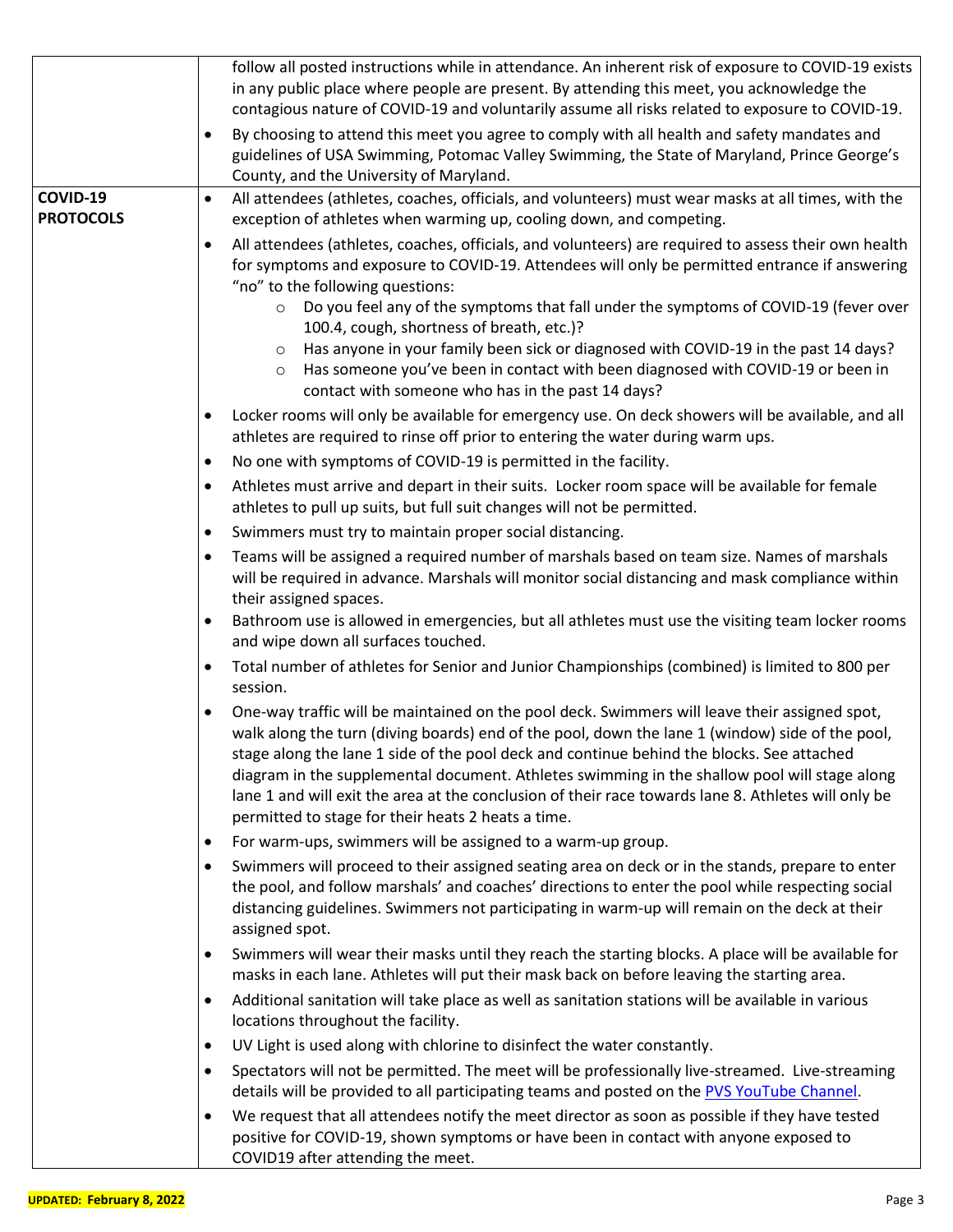| | |
|---|---|
| | follow all posted instructions while in attendance. An inherent risk of exposure to COVID-19 exists in any public place where people are present. By attending this meet, you acknowledge the contagious nature of COVID-19 and voluntarily assume all risks related to exposure to COVID-19.<br>• By choosing to attend this meet you agree to comply with all health and safety mandates and guidelines of USA Swimming, Potomac Valley Swimming, the State of Maryland, Prince George's County, and the University of Maryland. |
| **COVID-19 PROTOCOLS** | • All attendees (athletes, coaches, officials, and volunteers) must wear masks at all times, with the exception of athletes when warming up, cooling down, and competing.<br>• All attendees (athletes, coaches, officials, and volunteers) are required to assess their own health for symptoms and exposure to COVID-19. Attendees will only be permitted entrance if answering "no" to the following questions:<br>  ◦ Do you feel any of the symptoms that fall under the symptoms of COVID-19 (fever over 100.4, cough, shortness of breath, etc.)?<br>  ◦ Has anyone in your family been sick or diagnosed with COVID-19 in the past 14 days?<br>  ◦ Has someone you've been in contact with been diagnosed with COVID-19 or been in contact with someone who has in the past 14 days?<br>• Locker rooms will only be available for emergency use. On deck showers will be available, and all athletes are required to rinse off prior to entering the water during warm ups.<br>• No one with symptoms of COVID-19 is permitted in the facility.<br>• Athletes must arrive and depart in their suits. Locker room space will be available for female athletes to pull up suits, but full suit changes will not be permitted.<br>• Swimmers must try to maintain proper social distancing.<br>• Teams will be assigned a required number of marshals based on team size. Names of marshals will be required in advance. Marshals will monitor social distancing and mask compliance within their assigned spaces.<br>• Bathroom use is allowed in emergencies, but all athletes must use the visiting team locker rooms and wipe down all surfaces touched.<br>• Total number of athletes for Senior and Junior Championships (combined) is limited to 800 per session.<br>• One-way traffic will be maintained on the pool deck. Swimmers will leave their assigned spot, walk along the turn (diving boards) end of the pool, down the lane 1 (window) side of the pool, stage along the lane 1 side of the pool deck and continue behind the blocks. See attached diagram in the supplemental document. Athletes swimming in the shallow pool will stage along lane 1 and will exit the area at the conclusion of their race towards lane 8. Athletes will only be permitted to stage for their heats 2 heats a time.<br>• For warm-ups, swimmers will be assigned to a warm-up group.<br>• Swimmers will proceed to their assigned seating area on deck or in the stands, prepare to enter the pool, and follow marshals' and coaches' directions to enter the pool while respecting social distancing guidelines. Swimmers not participating in warm-up will remain on the deck at their assigned spot.<br>• Swimmers will wear their masks until they reach the starting blocks. A place will be available for masks in each lane. Athletes will put their mask back on before leaving the starting area.<br>• Additional sanitation will take place as well as sanitation stations will be available in various locations throughout the facility.<br>• UV Light is used along with chlorine to disinfect the water constantly.<br>• Spectators will not be permitted. The meet will be professionally live-streamed. Live-streaming details will be provided to all participating teams and posted on the PVS YouTube Channel.<br>• We request that all attendees notify the meet director as soon as possible if they have tested positive for COVID-19, shown symptoms or have been in contact with anyone exposed to COVID19 after attending the meet. |

**UPDATED: February 8, 2022**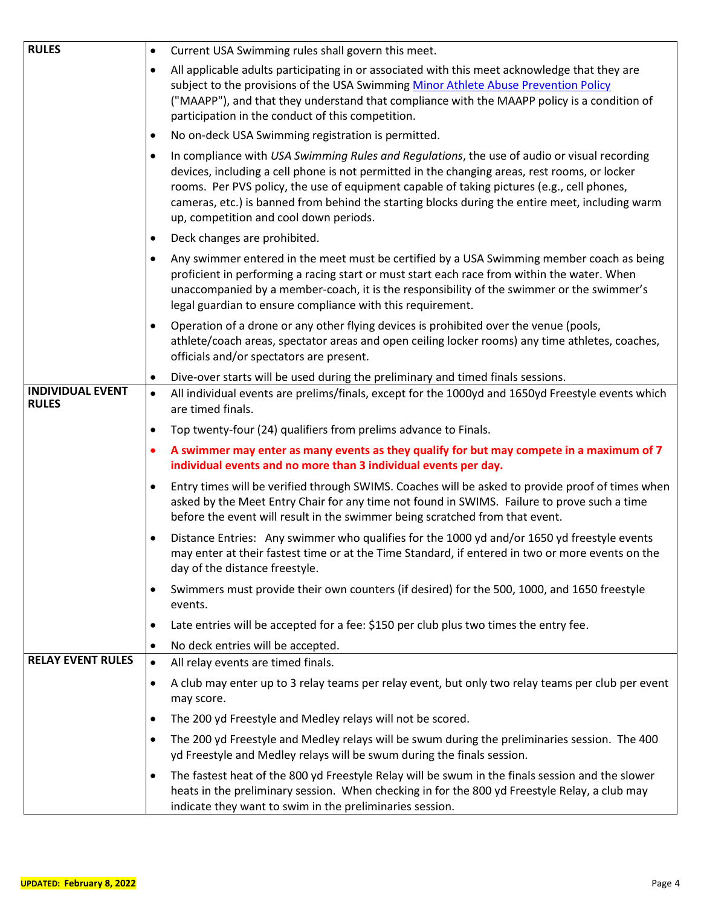| | |
|---|---|
| **RULES** | • Current USA Swimming rules shall govern this meet.<br>• All applicable adults participating in or associated with this meet acknowledge that they are subject to the provisions of the USA Swimming Minor Athlete Abuse Prevention Policy ("MAAPP"), and that they understand that compliance with the MAAPP policy is a condition of participation in the conduct of this competition.<br>• No on-deck USA Swimming registration is permitted.<br>• In compliance with *USA Swimming Rules and Regulations*, the use of audio or visual recording devices, including a cell phone is not permitted in the changing areas, rest rooms, or locker rooms. Per PVS policy, the use of equipment capable of taking pictures (e.g., cell phones, cameras, etc.) is banned from behind the starting blocks during the entire meet, including warm up, competition and cool down periods.<br>• Deck changes are prohibited.<br>• Any swimmer entered in the meet must be certified by a USA Swimming member coach as being proficient in performing a racing start or must start each race from within the water. When unaccompanied by a member-coach, it is the responsibility of the swimmer or the swimmer's legal guardian to ensure compliance with this requirement.<br>• Operation of a drone or any other flying devices is prohibited over the venue (pools, athlete/coach areas, spectator areas and open ceiling locker rooms) any time athletes, coaches, officials and/or spectators are present.<br>• Dive-over starts will be used during the preliminary and timed finals sessions. |
| **INDIVIDUAL EVENT RULES** | • All individual events are prelims/finals, except for the 1000yd and 1650yd Freestyle events which are timed finals.<br>• Top twenty-four (24) qualifiers from prelims advance to Finals.<br>• **A swimmer may enter as many events as they qualify for but may compete in a maximum of 7 individual events and no more than 3 individual events per day.**<br>• Entry times will be verified through SWIMS. Coaches will be asked to provide proof of times when asked by the Meet Entry Chair for any time not found in SWIMS. Failure to prove such a time before the event will result in the swimmer being scratched from that event.<br>• Distance Entries: Any swimmer who qualifies for the 1000 yd and/or 1650 yd freestyle events may enter at their fastest time or at the Time Standard, if entered in two or more events on the day of the distance freestyle.<br>• Swimmers must provide their own counters (if desired) for the 500, 1000, and 1650 freestyle events.<br>• Late entries will be accepted for a fee: $150 per club plus two times the entry fee.<br>• No deck entries will be accepted. |
| **RELAY EVENT RULES** | • All relay events are timed finals.<br>• A club may enter up to 3 relay teams per relay event, but only two relay teams per club per event may score.<br>• The 200 yd Freestyle and Medley relays will not be scored.<br>• The 200 yd Freestyle and Medley relays will be swum during the preliminaries session. The 400 yd Freestyle and Medley relays will be swum during the finals session.<br>• The fastest heat of the 800 yd Freestyle Relay will be swum in the finals session and the slower heats in the preliminary session. When checking in for the 800 yd Freestyle Relay, a club may indicate they want to swim in the preliminaries session. |

**UPDATED: February 8, 2022**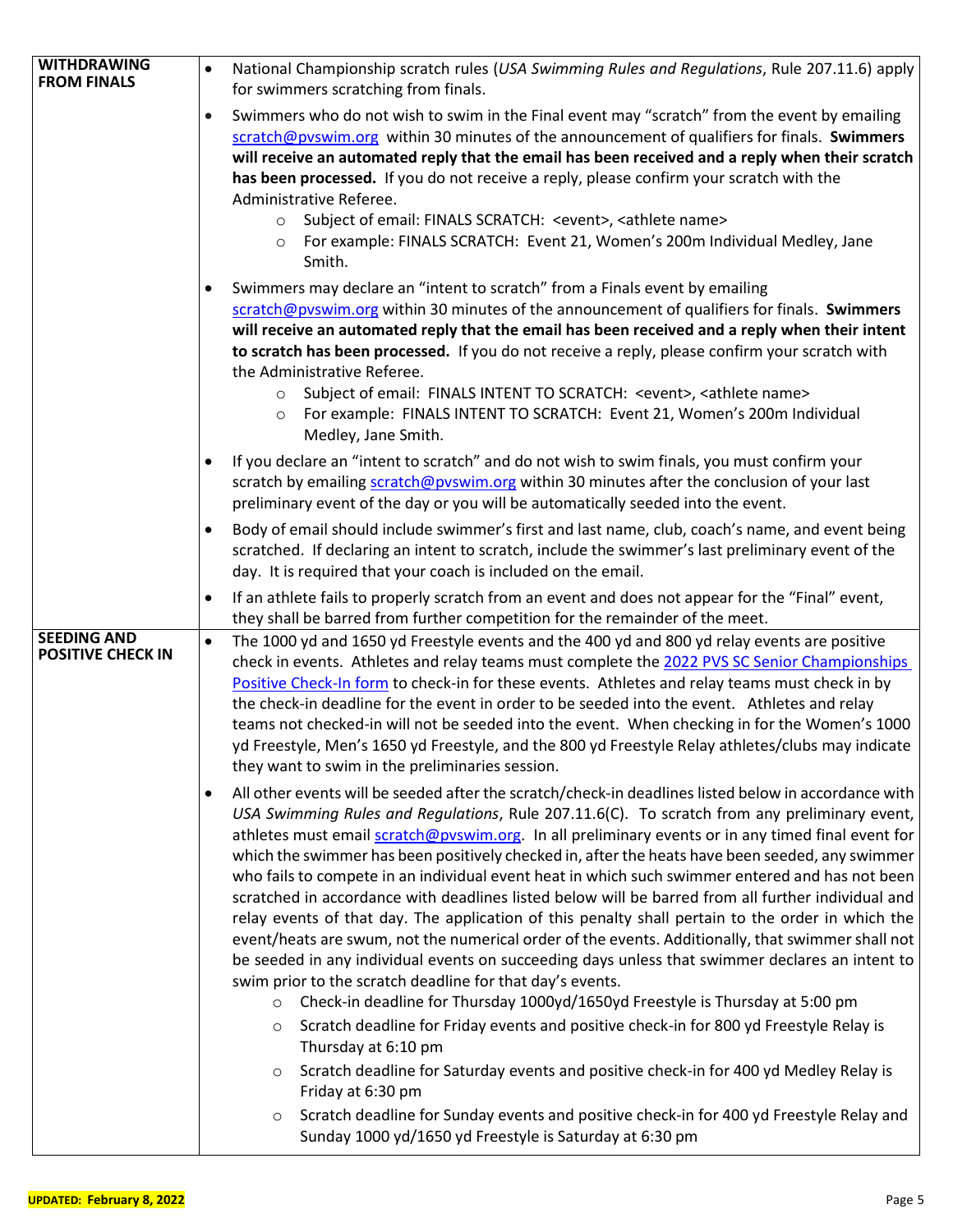| | |
|---|---|
| **WITHDRAWING FROM FINALS** | • National Championship scratch rules (*USA Swimming Rules and Regulations*, Rule 207.11.6) apply for swimmers scratching from finals.<br><br>• Swimmers who do not wish to swim in the Final event may "scratch" from the event by emailing scratch@pvswim.org within 30 minutes of the announcement of qualifiers for finals. **Swimmers will receive an automated reply that the email has been received and a reply when their scratch has been processed.** If you do not receive a reply, please confirm your scratch with the Administrative Referee.<br>  ○ Subject of email: FINALS SCRATCH: <event>, <athlete name><br>  ○ For example: FINALS SCRATCH: Event 21, Women's 200m Individual Medley, Jane Smith.<br><br>• Swimmers may declare an "intent to scratch" from a Finals event by emailing scratch@pvswim.org within 30 minutes of the announcement of qualifiers for finals. **Swimmers will receive an automated reply that the email has been received and a reply when their intent to scratch has been processed.** If you do not receive a reply, please confirm your scratch with the Administrative Referee.<br>  ○ Subject of email: FINALS INTENT TO SCRATCH: <event>, <athlete name><br>  ○ For example: FINALS INTENT TO SCRATCH: Event 21, Women's 200m Individual Medley, Jane Smith.<br><br>• If you declare an "intent to scratch" and do not wish to swim finals, you must confirm your scratch by emailing scratch@pvswim.org within 30 minutes after the conclusion of your last preliminary event of the day or you will be automatically seeded into the event.<br><br>• Body of email should include swimmer's first and last name, club, coach's name, and event being scratched. If declaring an intent to scratch, include the swimmer's last preliminary event of the day. It is required that your coach is included on the email.<br><br>• If an athlete fails to properly scratch from an event and does not appear for the "Final" event, they shall be barred from further competition for the remainder of the meet. |
| **SEEDING AND POSITIVE CHECK IN** | • The 1000 yd and 1650 yd Freestyle events and the 400 yd and 800 yd relay events are positive check in events. Athletes and relay teams must complete the 2022 PVS SC Senior Championships Positive Check-In form to check-in for these events. Athletes and relay teams must check in by the check-in deadline for the event in order to be seeded into the event. Athletes and relay teams not checked-in will not be seeded into the event. When checking in for the Women's 1000 yd Freestyle, Men's 1650 yd Freestyle, and the 800 yd Freestyle Relay athletes/clubs may indicate they want to swim in the preliminaries session.<br><br>• All other events will be seeded after the scratch/check-in deadlines listed below in accordance with *USA Swimming Rules and Regulations*, Rule 207.11.6(C). To scratch from any preliminary event, athletes must email scratch@pvswim.org. In all preliminary events or in any timed final event for which the swimmer has been positively checked in, after the heats have been seeded, any swimmer who fails to compete in an individual event heat in which such swimmer entered and has not been scratched in accordance with deadlines listed below will be barred from all further individual and relay events of that day. The application of this penalty shall pertain to the order in which the event/heats are swum, not the numerical order of the events. Additionally, that swimmer shall not be seeded in any individual events on succeeding days unless that swimmer declares an intent to swim prior to the scratch deadline for that day's events.<br>  ○ Check-in deadline for Thursday 1000yd/1650yd Freestyle is Thursday at 5:00 pm<br>  ○ Scratch deadline for Friday events and positive check-in for 800 yd Freestyle Relay is Thursday at 6:10 pm<br>  ○ Scratch deadline for Saturday events and positive check-in for 400 yd Medley Relay is Friday at 6:30 pm<br>  ○ Scratch deadline for Sunday events and positive check-in for 400 yd Freestyle Relay and Sunday 1000 yd/1650 yd Freestyle is Saturday at 6:30 pm |

**UPDATED: February 8, 2022**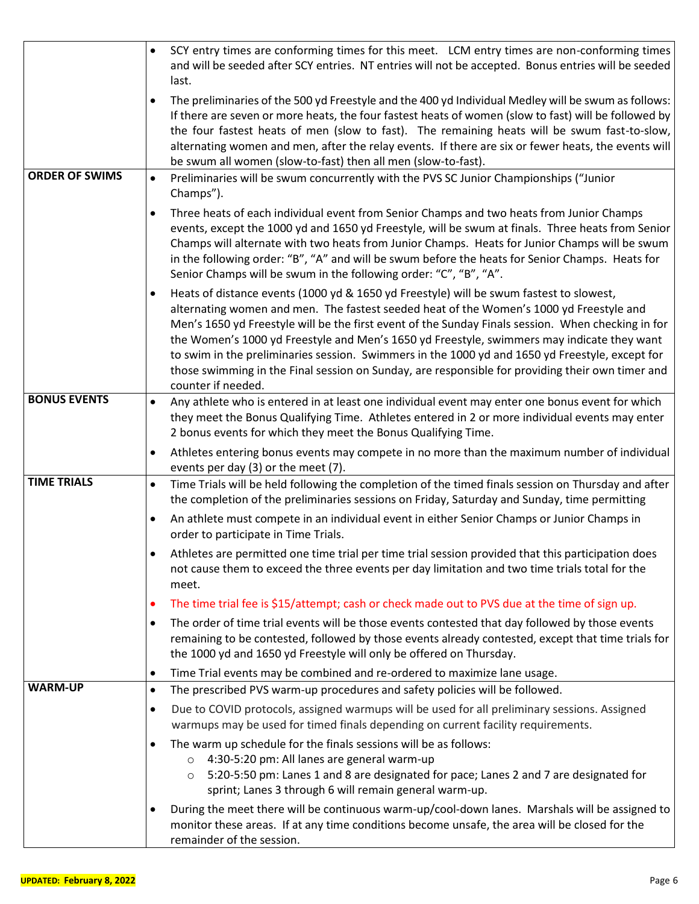| | |
|---|---|
| | • SCY entry times are conforming times for this meet. LCM entry times are non-conforming times and will be seeded after SCY entries. NT entries will not be accepted. Bonus entries will be seeded last.<br><br>• The preliminaries of the 500 yd Freestyle and the 400 yd Individual Medley will be swum as follows: If there are seven or more heats, the four fastest heats of women (slow to fast) will be followed by the four fastest heats of men (slow to fast). The remaining heats will be swum fast-to-slow, alternating women and men, after the relay events. If there are six or fewer heats, the events will be swum all women (slow-to-fast) then all men (slow-to-fast). |
| **ORDER OF SWIMS** | • Preliminaries will be swum concurrently with the PVS SC Junior Championships ("Junior Champs").<br><br>• Three heats of each individual event from Senior Champs and two heats from Junior Champs events, except the 1000 yd and 1650 yd Freestyle, will be swum at finals. Three heats from Senior Champs will alternate with two heats from Junior Champs. Heats for Junior Champs will be swum in the following order: "B", "A" and will be swum before the heats for Senior Champs. Heats for Senior Champs will be swum in the following order: "C", "B", "A".<br><br>• Heats of distance events (1000 yd & 1650 yd Freestyle) will be swum fastest to slowest, alternating women and men. The fastest seeded heat of the Women's 1000 yd Freestyle and Men's 1650 yd Freestyle will be the first event of the Sunday Finals session. When checking in for the Women's 1000 yd Freestyle and Men's 1650 yd Freestyle, swimmers may indicate they want to swim in the preliminaries session. Swimmers in the 1000 yd and 1650 yd Freestyle, except for those swimming in the Final session on Sunday, are responsible for providing their own timer and counter if needed. |
| **BONUS EVENTS** | • Any athlete who is entered in at least one individual event may enter one bonus event for which they meet the Bonus Qualifying Time. Athletes entered in 2 or more individual events may enter 2 bonus events for which they meet the Bonus Qualifying Time.<br><br>• Athletes entering bonus events may compete in no more than the maximum number of individual events per day (3) or the meet (7). |
| **TIME TRIALS** | • Time Trials will be held following the completion of the timed finals session on Thursday and after the completion of the preliminaries sessions on Friday, Saturday and Sunday, time permitting<br><br>• An athlete must compete in an individual event in either Senior Champs or Junior Champs in order to participate in Time Trials.<br><br>• Athletes are permitted one time trial per time trial session provided that this participation does not cause them to exceed the three events per day limitation and two time trials total for the meet.<br><br>• The time trial fee is $15/attempt; cash or check made out to PVS due at the time of sign up.<br><br>• The order of time trial events will be those events contested that day followed by those events remaining to be contested, followed by those events already contested, except that time trials for the 1000 yd and 1650 yd Freestyle will only be offered on Thursday.<br><br>• Time Trial events may be combined and re-ordered to maximize lane usage. |
| **WARM-UP** | • The prescribed PVS warm-up procedures and safety policies will be followed.<br><br>• Due to COVID protocols, assigned warmups will be used for all preliminary sessions. Assigned warmups may be used for timed finals depending on current facility requirements.<br><br>• The warm up schedule for the finals sessions will be as follows:<br>&nbsp;&nbsp;&nbsp;&nbsp;○ 4:30-5:20 pm: All lanes are general warm-up<br>&nbsp;&nbsp;&nbsp;&nbsp;○ 5:20-5:50 pm: Lanes 1 and 8 are designated for pace; Lanes 2 and 7 are designated for sprint; Lanes 3 through 6 will remain general warm-up.<br><br>• During the meet there will be continuous warm-up/cool-down lanes. Marshals will be assigned to monitor these areas. If at any time conditions become unsafe, the area will be closed for the remainder of the session. |

**UPDATED: February 8, 2022**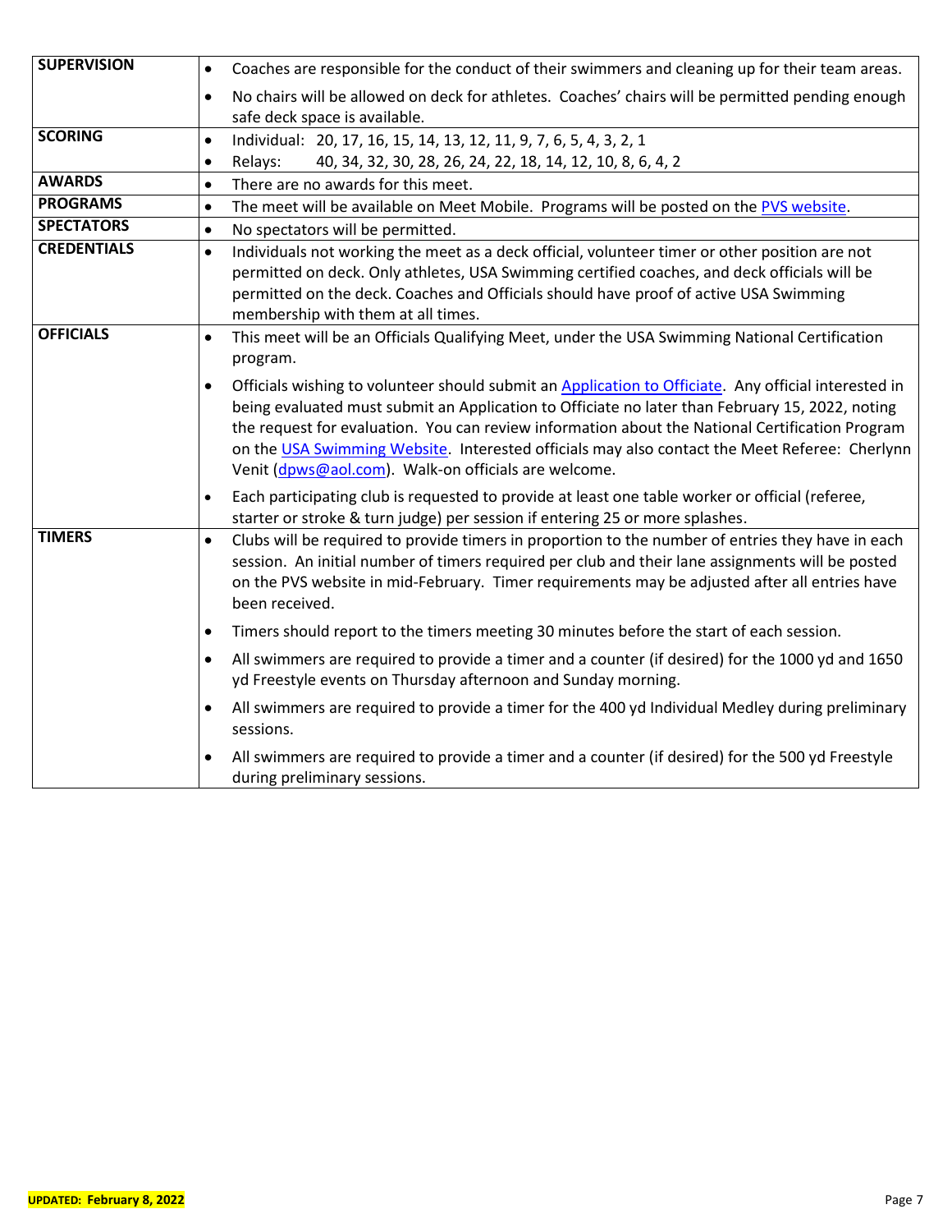| | |
|---|---|
| **SUPERVISION** | • Coaches are responsible for the conduct of their swimmers and cleaning up for their team areas.<br>• No chairs will be allowed on deck for athletes. Coaches' chairs will be permitted pending enough safe deck space is available. |
| **SCORING** | • Individual: 20, 17, 16, 15, 14, 13, 12, 11, 9, 7, 6, 5, 4, 3, 2, 1<br>• Relays: 40, 34, 32, 30, 28, 26, 24, 22, 18, 14, 12, 10, 8, 6, 4, 2 |
| **AWARDS** | • There are no awards for this meet. |
| **PROGRAMS** | • The meet will be available on Meet Mobile. Programs will be posted on the PVS website. |
| **SPECTATORS** | • No spectators will be permitted. |
| **CREDENTIALS** | • Individuals not working the meet as a deck official, volunteer timer or other position are not permitted on deck. Only athletes, USA Swimming certified coaches, and deck officials will be permitted on the deck. Coaches and Officials should have proof of active USA Swimming membership with them at all times. |
| **OFFICIALS** | • This meet will be an Officials Qualifying Meet, under the USA Swimming National Certification program.<br>• Officials wishing to volunteer should submit an Application to Officiate. Any official interested in being evaluated must submit an Application to Officiate no later than February 15, 2022, noting the request for evaluation. You can review information about the National Certification Program on the USA Swimming Website. Interested officials may also contact the Meet Referee: Cherlynn Venit (dpws@aol.com). Walk-on officials are welcome.<br>• Each participating club is requested to provide at least one table worker or official (referee, starter or stroke & turn judge) per session if entering 25 or more splashes. |
| **TIMERS** | • Clubs will be required to provide timers in proportion to the number of entries they have in each session. An initial number of timers required per club and their lane assignments will be posted on the PVS website in mid-February. Timer requirements may be adjusted after all entries have been received.<br>• Timers should report to the timers meeting 30 minutes before the start of each session.<br>• All swimmers are required to provide a timer and a counter (if desired) for the 1000 yd and 1650 yd Freestyle events on Thursday afternoon and Sunday morning.<br>• All swimmers are required to provide a timer for the 400 yd Individual Medley during preliminary sessions.<br>• All swimmers are required to provide a timer and a counter (if desired) for the 500 yd Freestyle during preliminary sessions. |

UPDATED: February 8, 2022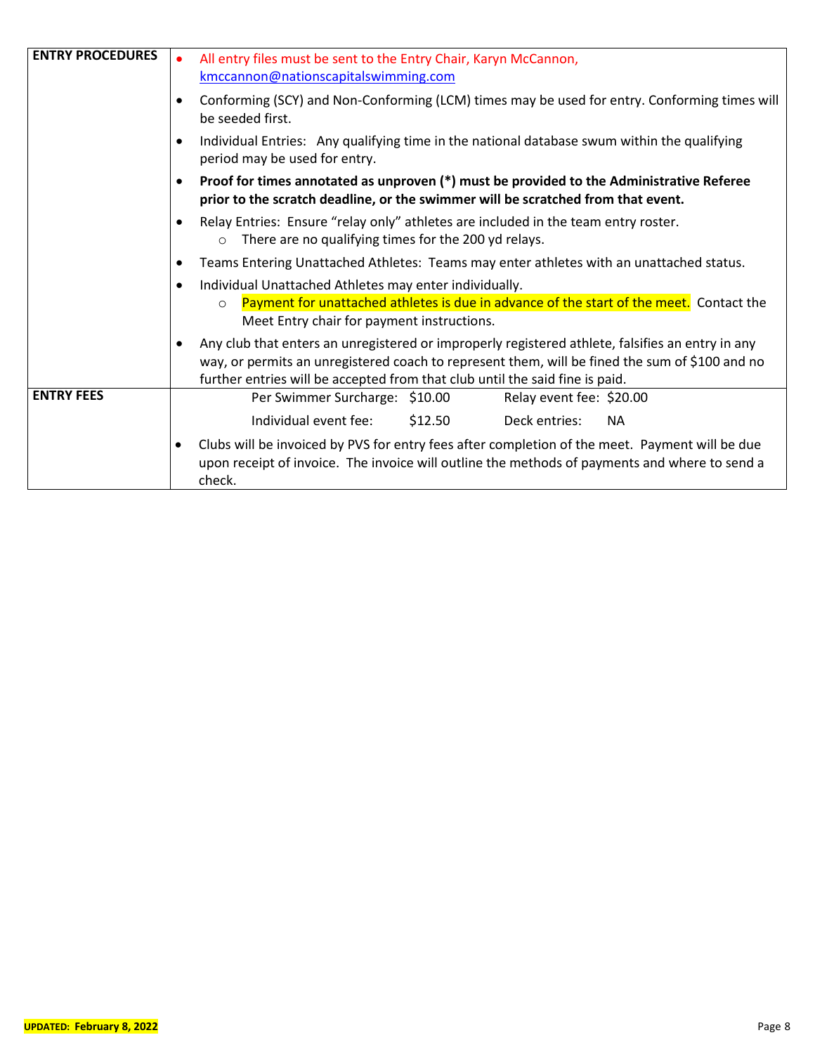| | |
|---|---|
| **ENTRY PROCEDURES** | • All entry files must be sent to the Entry Chair, Karyn McCannon, kmccannon@nationscapitalswimming.com<br>• Conforming (SCY) and Non-Conforming (LCM) times may be used for entry. Conforming times will be seeded first.<br>• Individual Entries: Any qualifying time in the national database swum within the qualifying period may be used for entry.<br>• **Proof for times annotated as unproven (*) must be provided to the Administrative Referee prior to the scratch deadline, or the swimmer will be scratched from that event.**<br>• Relay Entries: Ensure "relay only" athletes are included in the team entry roster.<br>  ○ There are no qualifying times for the 200 yd relays.<br>• Teams Entering Unattached Athletes: Teams may enter athletes with an unattached status.<br>• Individual Unattached Athletes may enter individually.<br>  ○ Payment for unattached athletes is due in advance of the start of the meet. Contact the Meet Entry chair for payment instructions.<br>• Any club that enters an unregistered or improperly registered athlete, falsifies an entry in any way, or permits an unregistered coach to represent them, will be fined the sum of $100 and no further entries will be accepted from that club until the said fine is paid. |
| **ENTRY FEES** | Per Swimmer Surcharge: $10.00 &nbsp;&nbsp; Relay event fee: $20.00<br>Individual event fee: $12.50 &nbsp;&nbsp; Deck entries: NA<br>• Clubs will be invoiced by PVS for entry fees after completion of the meet. Payment will be due upon receipt of invoice. The invoice will outline the methods of payments and where to send a check. |

**UPDATED: February 8, 2022**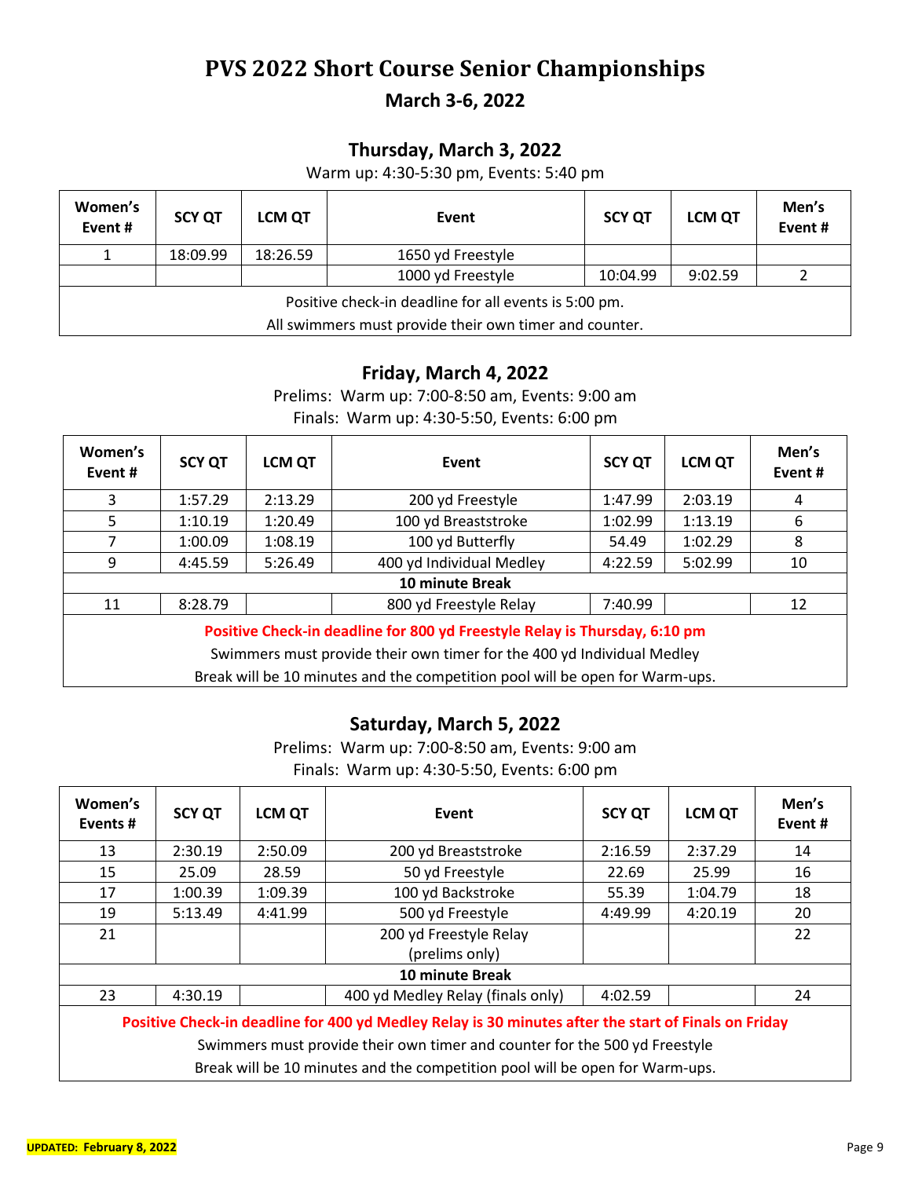# PVS 2022 Short Course Senior Championships

## March 3-6, 2022

### Thursday, March 3, 2022

Warm up: 4:30-5:30 pm, Events: 5:40 pm

| Women's Event # | SCY QT | LCM QT | Event | SCY QT | LCM QT | Men's Event # |
|---|---|---|---|---|---|---|
| 1 | 18:09.99 | 18:26.59 | 1650 yd Freestyle | | | |
| | | | 1000 yd Freestyle | 10:04.99 | 9:02.59 | 2 |
| Positive check-in deadline for all events is 5:00 pm. All swimmers must provide their own timer and counter. | | | | | | |

### Friday, March 4, 2022

Prelims: Warm up: 7:00-8:50 am, Events: 9:00 am

Finals: Warm up: 4:30-5:50, Events: 6:00 pm

| Women's Event # | SCY QT | LCM QT | Event | SCY QT | LCM QT | Men's Event # |
|---|---|---|---|---|---|---|
| 3 | 1:57.29 | 2:13.29 | 200 yd Freestyle | 1:47.99 | 2:03.19 | 4 |
| 5 | 1:10.19 | 1:20.49 | 100 yd Breaststroke | 1:02.99 | 1:13.19 | 6 |
| 7 | 1:00.09 | 1:08.19 | 100 yd Butterfly | 54.49 | 1:02.29 | 8 |
| 9 | 4:45.59 | 5:26.49 | 400 yd Individual Medley | 4:22.59 | 5:02.99 | 10 |
| **10 minute Break** | | | | | | |
| 11 | 8:28.79 | | 800 yd Freestyle Relay | 7:40.99 | | 12 |
| **Positive Check-in deadline for 800 yd Freestyle Relay is Thursday, 6:10 pm** Swimmers must provide their own timer for the 400 yd Individual Medley. Break will be 10 minutes and the competition pool will be open for Warm-ups. | | | | | | |

### Saturday, March 5, 2022

Prelims: Warm up: 7:00-8:50 am, Events: 9:00 am

Finals: Warm up: 4:30-5:50, Events: 6:00 pm

| Women's Events # | SCY QT | LCM QT | Event | SCY QT | LCM QT | Men's Event # |
|---|---|---|---|---|---|---|
| 13 | 2:30.19 | 2:50.09 | 200 yd Breaststroke | 2:16.59 | 2:37.29 | 14 |
| 15 | 25.09 | 28.59 | 50 yd Freestyle | 22.69 | 25.99 | 16 |
| 17 | 1:00.39 | 1:09.39 | 100 yd Backstroke | 55.39 | 1:04.79 | 18 |
| 19 | 5:13.49 | 4:41.99 | 500 yd Freestyle | 4:49.99 | 4:20.19 | 20 |
| 21 | | | 200 yd Freestyle Relay (prelims only) | | | 22 |
| **10 minute Break** | | | | | | |
| 23 | 4:30.19 | | 400 yd Medley Relay (finals only) | 4:02.59 | | 24 |
| **Positive Check-in deadline for 400 yd Medley Relay is 30 minutes after the start of Finals on Friday** Swimmers must provide their own timer and counter for the 500 yd Freestyle. Break will be 10 minutes and the competition pool will be open for Warm-ups. | | | | | | |

**UPDATED: February 8, 2022**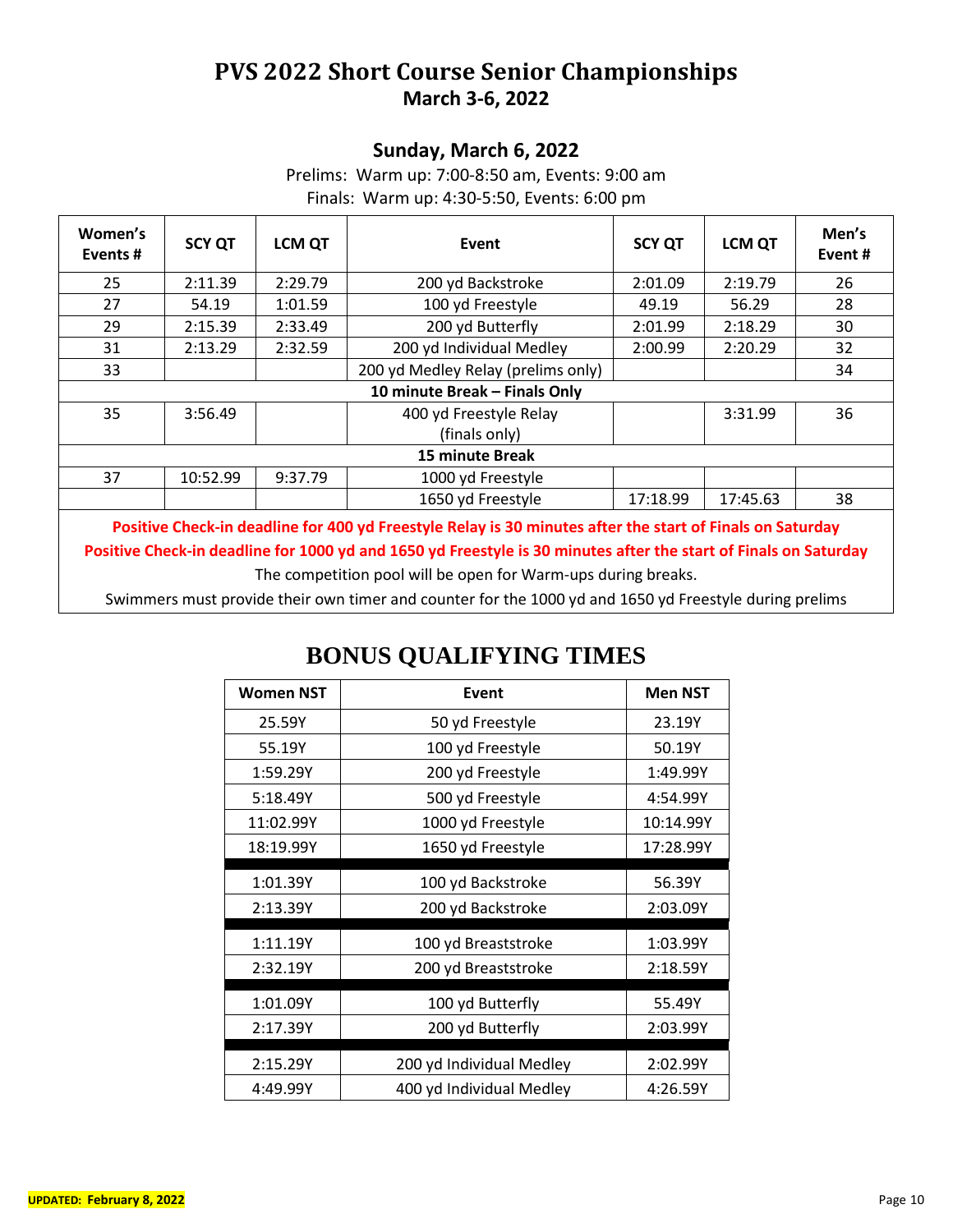# PVS 2022 Short Course Senior Championships

**March 3-6, 2022**

### Sunday, March 6, 2022

Prelims: Warm up: 7:00-8:50 am, Events: 9:00 am

Finals: Warm up: 4:30-5:50, Events: 6:00 pm

| Women's Events # | SCY QT | LCM QT | Event | SCY QT | LCM QT | Men's Event # |
|---|---|---|---|---|---|---|
| 25 | 2:11.39 | 2:29.79 | 200 yd Backstroke | 2:01.09 | 2:19.79 | 26 |
| 27 | 54.19 | 1:01.59 | 100 yd Freestyle | 49.19 | 56.29 | 28 |
| 29 | 2:15.39 | 2:33.49 | 200 yd Butterfly | 2:01.99 | 2:18.29 | 30 |
| 31 | 2:13.29 | 2:32.59 | 200 yd Individual Medley | 2:00.99 | 2:20.29 | 32 |
| 33 | | | 200 yd Medley Relay (prelims only) | | | 34 |
| | | | **10 minute Break – Finals Only** | | | |
| 35 | 3:56.49 | | 400 yd Freestyle Relay (finals only) | | 3:31.99 | 36 |
| | | | **15 minute Break** | | | |
| 37 | 10:52.99 | 9:37.79 | 1000 yd Freestyle | | | |
| | | | 1650 yd Freestyle | 17:18.99 | 17:45.63 | 38 |

**Positive Check-in deadline for 400 yd Freestyle Relay is 30 minutes after the start of Finals on Saturday**

**Positive Check-in deadline for 1000 yd and 1650 yd Freestyle is 30 minutes after the start of Finals on Saturday**

The competition pool will be open for Warm-ups during breaks.

Swimmers must provide their own timer and counter for the 1000 yd and 1650 yd Freestyle during prelims

## BONUS QUALIFYING TIMES

| Women NST | Event | Men NST |
|---|---|---|
| 25.59Y | 50 yd Freestyle | 23.19Y |
| 55.19Y | 100 yd Freestyle | 50.19Y |
| 1:59.29Y | 200 yd Freestyle | 1:49.99Y |
| 5:18.49Y | 500 yd Freestyle | 4:54.99Y |
| 11:02.99Y | 1000 yd Freestyle | 10:14.99Y |
| 18:19.99Y | 1650 yd Freestyle | 17:28.99Y |
| 1:01.39Y | 100 yd Backstroke | 56.39Y |
| 2:13.39Y | 200 yd Backstroke | 2:03.09Y |
| 1:11.19Y | 100 yd Breaststroke | 1:03.99Y |
| 2:32.19Y | 200 yd Breaststroke | 2:18.59Y |
| 1:01.09Y | 100 yd Butterfly | 55.49Y |
| 2:17.39Y | 200 yd Butterfly | 2:03.99Y |
| 2:15.29Y | 200 yd Individual Medley | 2:02.99Y |
| 4:49.99Y | 400 yd Individual Medley | 4:26.59Y |

**UPDATED: February 8, 2022**